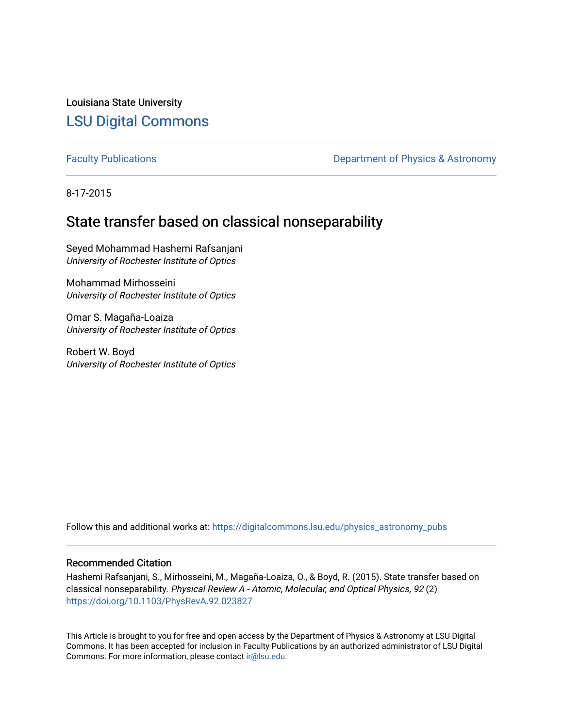Louisiana State University

# LSU Digital Commons

Faculty Publications | Department of Physics & Astronomy

8-17-2015

## State transfer based on classical nonseparability

Seyed Mohammad Hashemi Rafsanjani
*University of Rochester Institute of Optics*

Mohammad Mirhosseini
*University of Rochester Institute of Optics*

Omar S. Magaña-Loaiza
*University of Rochester Institute of Optics*

Robert W. Boyd
*University of Rochester Institute of Optics*

Follow this and additional works at: https://digitalcommons.lsu.edu/physics_astronomy_pubs

### Recommended Citation

Hashemi Rafsanjani, S., Mirhosseini, M., Magaña-Loaiza, O., & Boyd, R. (2015). State transfer based on classical nonseparability. *Physical Review A - Atomic, Molecular, and Optical Physics, 92* (2) https://doi.org/10.1103/PhysRevA.92.023827

This Article is brought to you for free and open access by the Department of Physics & Astronomy at LSU Digital Commons. It has been accepted for inclusion in Faculty Publications by an authorized administrator of LSU Digital Commons. For more information, please contact ir@lsu.edu.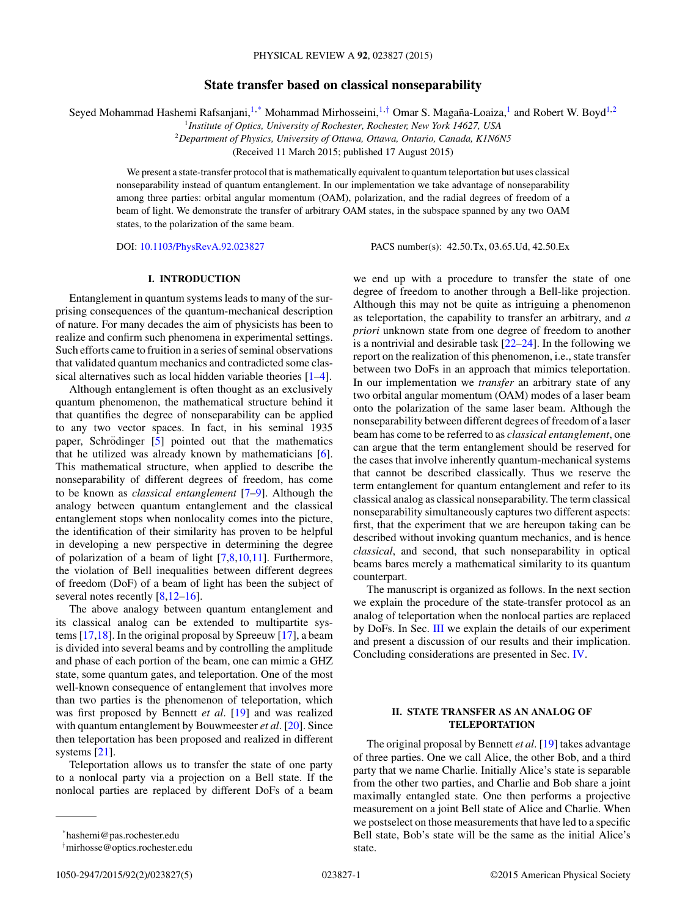# State transfer based on classical nonseparability

Seyed Mohammad Hashemi Rafsanjani,[1,*] Mohammad Mirhosseini,[1,†] Omar S. Magaña-Loaiza,[1] and Robert W. Boyd[1,2]

[1]*Institute of Optics, University of Rochester, Rochester, New York 14627, USA*

[2]*Department of Physics, University of Ottawa, Ottawa, Ontario, Canada, K1N6N5*

(Received 11 March 2015; published 17 August 2015)

We present a state-transfer protocol that is mathematically equivalent to quantum teleportation but uses classical nonseparability instead of quantum entanglement. In our implementation we take advantage of nonseparability among three parties: orbital angular momentum (OAM), polarization, and the radial degrees of freedom of a beam of light. We demonstrate the transfer of arbitrary OAM states, in the subspace spanned by any two OAM states, to the polarization of the same beam.

DOI: 10.1103/PhysRevA.92.023827 PACS number(s): 42.50.Tx, 03.65.Ud, 42.50.Ex

## I. INTRODUCTION

Entanglement in quantum systems leads to many of the surprising consequences of the quantum-mechanical description of nature. For many decades the aim of physicists has been to realize and confirm such phenomena in experimental settings. Such efforts came to fruition in a series of seminal observations that validated quantum mechanics and contradicted some classical alternatives such as local hidden variable theories [1–4].

Although entanglement is often thought as an exclusively quantum phenomenon, the mathematical structure behind it that quantifies the degree of nonseparability can be applied to any two vector spaces. In fact, in his seminal 1935 paper, Schrödinger [5] pointed out that the mathematics that he utilized was already known by mathematicians [6]. This mathematical structure, when applied to describe the nonseparability of different degrees of freedom, has come to be known as *classical entanglement* [7–9]. Although the analogy between quantum entanglement and the classical entanglement stops when nonlocality comes into the picture, the identification of their similarity has proven to be helpful in developing a new perspective in determining the degree of polarization of a beam of light [7,8,10,11]. Furthermore, the violation of Bell inequalities between different degrees of freedom (DoF) of a beam of light has been the subject of several notes recently [8,12–16].

The above analogy between quantum entanglement and its classical analog can be extended to multipartite systems [17,18]. In the original proposal by Spreeuw [17], a beam is divided into several beams and by controlling the amplitude and phase of each portion of the beam, one can mimic a GHZ state, some quantum gates, and teleportation. One of the most well-known consequence of entanglement that involves more than two parties is the phenomenon of teleportation, which was first proposed by Bennett *et al.* [19] and was realized with quantum entanglement by Bouwmeester *et al.* [20]. Since then teleportation has been proposed and realized in different systems [21].

Teleportation allows us to transfer the state of one party to a nonlocal party via a projection on a Bell state. If the nonlocal parties are replaced by different DoFs of a beam we end up with a procedure to transfer the state of one degree of freedom to another through a Bell-like projection. Although this may not be quite as intriguing a phenomenon as teleportation, the capability to transfer an arbitrary, and *a priori* unknown state from one degree of freedom to another is a nontrivial and desirable task [22–24]. In the following we report on the realization of this phenomenon, i.e., state transfer between two DoFs in an approach that mimics teleportation. In our implementation we *transfer* an arbitrary state of any two orbital angular momentum (OAM) modes of a laser beam onto the polarization of the same laser beam. Although the nonseparability between different degrees of freedom of a laser beam has come to be referred to as *classical entanglement*, one can argue that the term entanglement should be reserved for the cases that involve inherently quantum-mechanical systems that cannot be described classically. Thus we reserve the term entanglement for quantum entanglement and refer to its classical analog as classical nonseparability. The term classical nonseparability simultaneously captures two different aspects: first, that the experiment that we are hereupon taking can be described without invoking quantum mechanics, and is hence *classical*, and second, that such nonseparability in optical beams bares merely a mathematical similarity to its quantum counterpart.

The manuscript is organized as follows. In the next section we explain the procedure of the state-transfer protocol as an analog of teleportation when the nonlocal parties are replaced by DoFs. In Sec. III we explain the details of our experiment and present a discussion of our results and their implication. Concluding considerations are presented in Sec. IV.

## II. STATE TRANSFER AS AN ANALOG OF TELEPORTATION

The original proposal by Bennett *et al.* [19] takes advantage of three parties. One we call Alice, the other Bob, and a third party that we name Charlie. Initially Alice's state is separable from the other two parties, and Charlie and Bob share a joint maximally entangled state. One then performs a projective measurement on a joint Bell state of Alice and Charlie. When we postselect on those measurements that have led to a specific Bell state, Bob's state will be the same as the initial Alice's state.

*hashemi@pas.rochester.edu

†mirhosse@optics.rochester.edu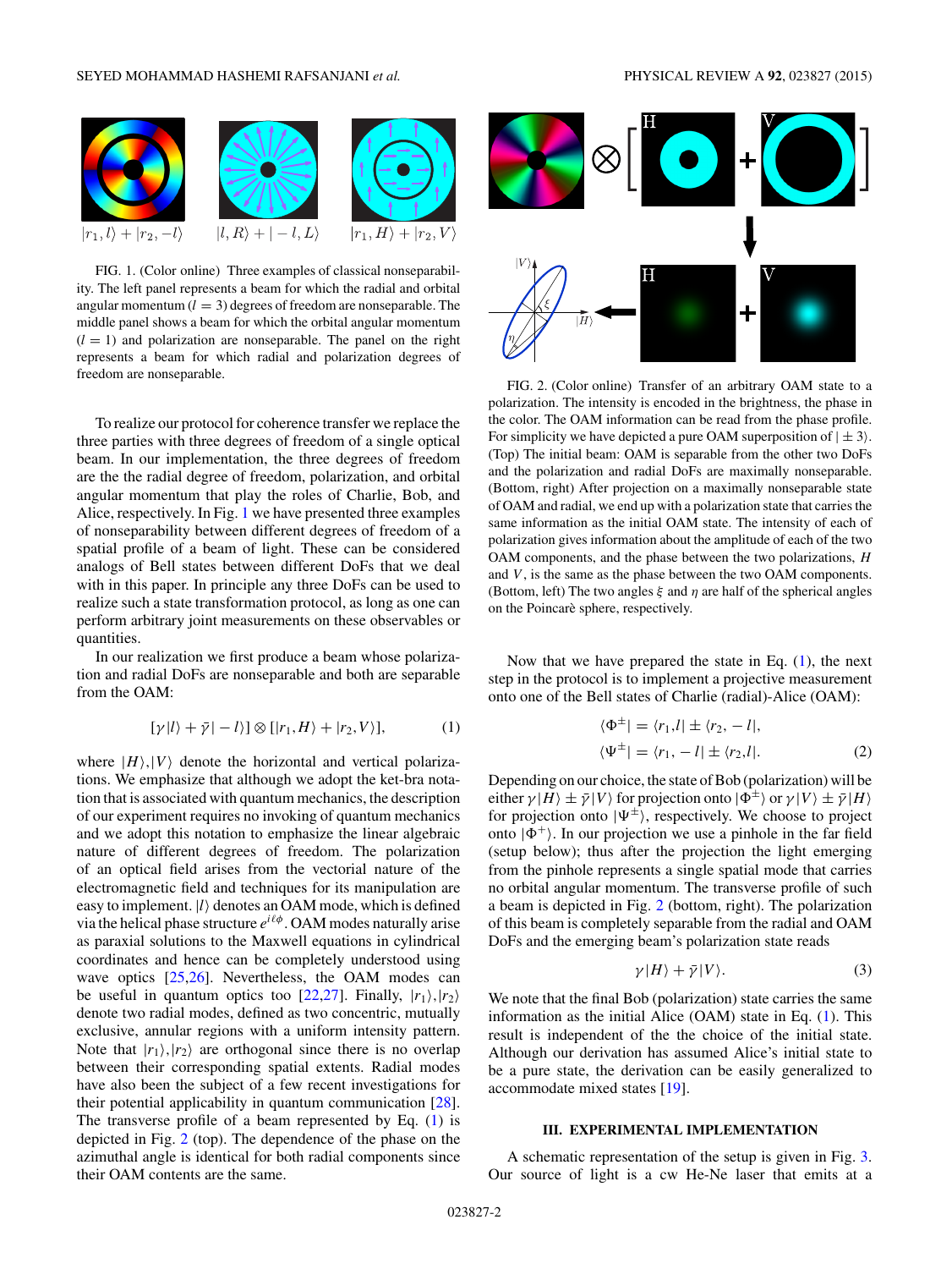FIG. 1. (Color online) Three examples of classical nonseparability. The left panel represents a beam for which the radial and orbital angular momentum ($l = 3$) degrees of freedom are nonseparable. The middle panel shows a beam for which the orbital angular momentum ($l = 1$) and polarization are nonseparable. The panel on the right represents a beam for which radial and polarization degrees of freedom are nonseparable.

To realize our protocol for coherence transfer we replace the three parties with three degrees of freedom of a single optical beam. In our implementation, the three degrees of freedom are the the radial degree of freedom, polarization, and orbital angular momentum that play the roles of Charlie, Bob, and Alice, respectively. In Fig. 1 we have presented three examples of nonseparability between different degrees of freedom of a spatial profile of a beam of light. These can be considered analogs of Bell states between different DoFs that we deal with in this paper. In principle any three DoFs can be used to realize such a state transformation protocol, as long as one can perform arbitrary joint measurements on these observables or quantities.

In our realization we first produce a beam whose polarization and radial DoFs are nonseparable and both are separable from the OAM:

$$[\gamma|l\rangle + \bar{\gamma}|-l\rangle] \otimes [|r_1,H\rangle + |r_2,V\rangle], \tag{1}$$

where $|H\rangle,|V\rangle$ denote the horizontal and vertical polarizations. We emphasize that although we adopt the ket-bra notation that is associated with quantum mechanics, the description of our experiment requires no invoking of quantum mechanics and we adopt this notation to emphasize the linear algebraic nature of different degrees of freedom. The polarization of an optical field arises from the vectorial nature of the electromagnetic field and techniques for its manipulation are easy to implement. $|l\rangle$ denotes an OAM mode, which is defined via the helical phase structure $e^{i\ell\phi}$. OAM modes naturally arise as paraxial solutions to the Maxwell equations in cylindrical coordinates and hence can be completely understood using wave optics [25,26]. Nevertheless, the OAM modes can be useful in quantum optics too [22,27]. Finally, $|r_1\rangle,|r_2\rangle$ denote two radial modes, defined as two concentric, mutually exclusive, annular regions with a uniform intensity pattern. Note that $|r_1\rangle,|r_2\rangle$ are orthogonal since there is no overlap between their corresponding spatial extents. Radial modes have also been the subject of a few recent investigations for their potential applicability in quantum communication [28]. The transverse profile of a beam represented by Eq. (1) is depicted in Fig. 2 (top). The dependence of the phase on the azimuthal angle is identical for both radial components since their OAM contents are the same.

FIG. 2. (Color online) Transfer of an arbitrary OAM state to a polarization. The intensity is encoded in the brightness, the phase in the color. The OAM information can be read from the phase profile. For simplicity we have depicted a pure OAM superposition of $|\pm 3\rangle$. (Top) The initial beam: OAM is separable from the other two DoFs and the polarization and radial DoFs are maximally nonseparable. (Bottom, right) After projection on a maximally nonseparable state of OAM and radial, we end up with a polarization state that carries the same information as the initial OAM state. The intensity of each of polarization gives information about the amplitude of each of the two OAM components, and the phase between the two polarizations, $H$ and $V$, is the same as the phase between the two OAM components. (Bottom, left) The two angles $\xi$ and $\eta$ are half of the spherical angles on the Poincarè sphere, respectively.

Now that we have prepared the state in Eq. (1), the next step in the protocol is to implement a projective measurement onto one of the Bell states of Charlie (radial)-Alice (OAM):

$$\begin{aligned} \langle\Phi^{\pm}| &= \langle r_1,l| \pm \langle r_2,-l|, \\ \langle\Psi^{\pm}| &= \langle r_1,-l| \pm \langle r_2,l|. \end{aligned} \tag{2}$$

Depending on our choice, the state of Bob (polarization) will be either $\gamma|H\rangle \pm \bar{\gamma}|V\rangle$ for projection onto $|\Phi^{\pm}\rangle$ or $\gamma|V\rangle \pm \bar{\gamma}|H\rangle$ for projection onto $|\Psi^{\pm}\rangle$, respectively. We choose to project onto $|\Phi^{+}\rangle$. In our projection we use a pinhole in the far field (setup below); thus after the projection the light emerging from the pinhole represents a single spatial mode that carries no orbital angular momentum. The transverse profile of such a beam is depicted in Fig. 2 (bottom, right). The polarization of this beam is completely separable from the radial and OAM DoFs and the emerging beam's polarization state reads

$$\gamma|H\rangle + \bar{\gamma}|V\rangle. \tag{3}$$

We note that the final Bob (polarization) state carries the same information as the initial Alice (OAM) state in Eq. (1). This result is independent of the the choice of the initial state. Although our derivation has assumed Alice's initial state to be a pure state, the derivation can be easily generalized to accommodate mixed states [19].

## III. EXPERIMENTAL IMPLEMENTATION

A schematic representation of the setup is given in Fig. 3. Our source of light is a cw He-Ne laser that emits at a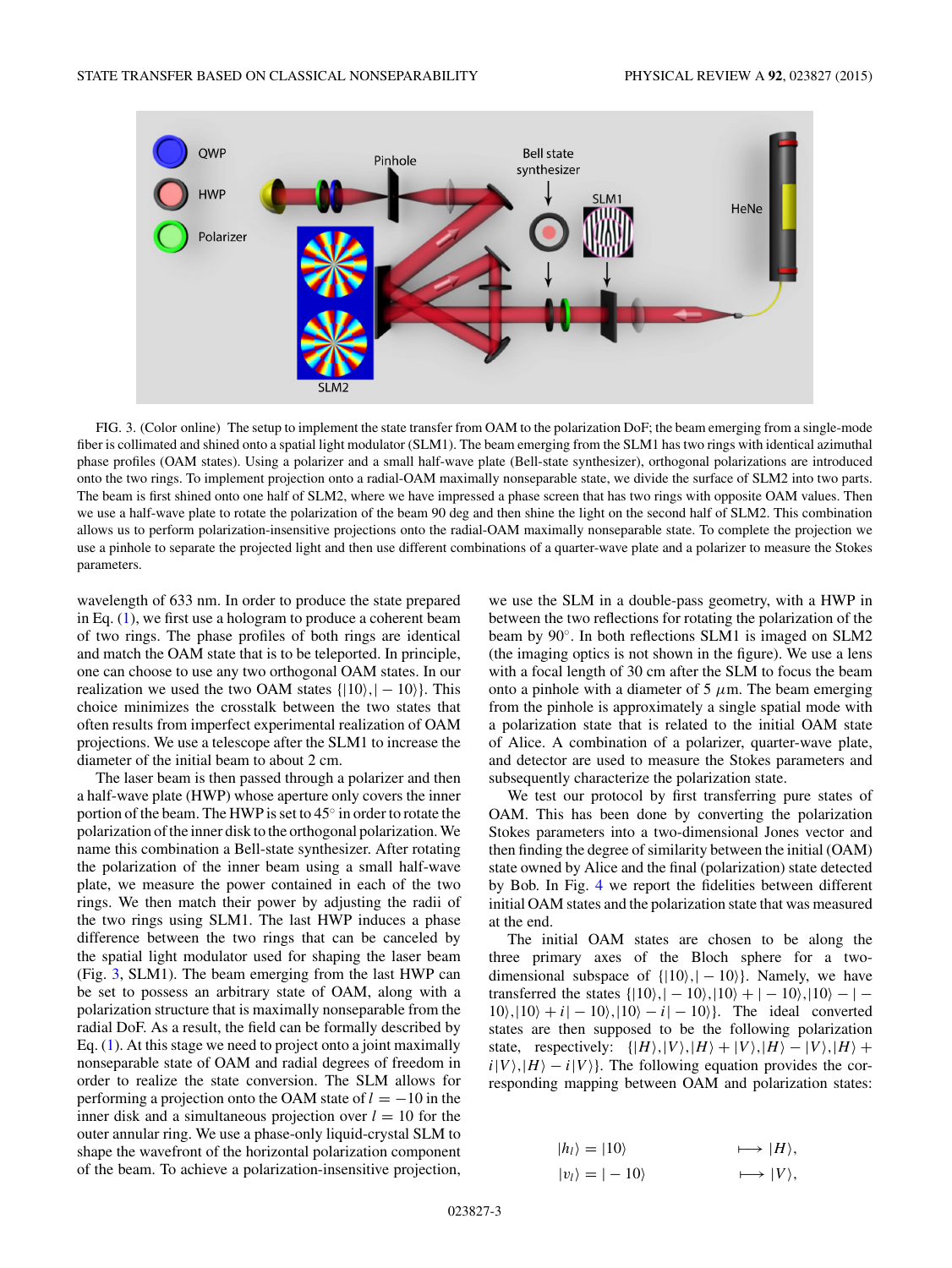FIG. 3. (Color online) The setup to implement the state transfer from OAM to the polarization DoF; the beam emerging from a single-mode fiber is collimated and shined onto a spatial light modulator (SLM1). The beam emerging from the SLM1 has two rings with identical azimuthal phase profiles (OAM states). Using a polarizer and a small half-wave plate (Bell-state synthesizer), orthogonal polarizations are introduced onto the two rings. To implement projection onto a radial-OAM maximally nonseparable state, we divide the surface of SLM2 into two parts. The beam is first shined onto one half of SLM2, where we have impressed a phase screen that has two rings with opposite OAM values. Then we use a half-wave plate to rotate the polarization of the beam 90 deg and then shine the light on the second half of SLM2. This combination allows us to perform polarization-insensitive projections onto the radial-OAM maximally nonseparable state. To complete the projection we use a pinhole to separate the projected light and then use different combinations of a quarter-wave plate and a polarizer to measure the Stokes parameters.

wavelength of 633 nm. In order to produce the state prepared in Eq. (1), we first use a hologram to produce a coherent beam of two rings. The phase profiles of both rings are identical and match the OAM state that is to be teleported. In principle, one can choose to use any two orthogonal OAM states. In our realization we used the two OAM states $\{|10\rangle, |-10\rangle\}$. This choice minimizes the crosstalk between the two states that often results from imperfect experimental realization of OAM projections. We use a telescope after the SLM1 to increase the diameter of the initial beam to about 2 cm.

The laser beam is then passed through a polarizer and then a half-wave plate (HWP) whose aperture only covers the inner portion of the beam. The HWP is set to 45° in order to rotate the polarization of the inner disk to the orthogonal polarization. We name this combination a Bell-state synthesizer. After rotating the polarization of the inner beam using a small half-wave plate, we measure the power contained in each of the two rings. We then match their power by adjusting the radii of the two rings using SLM1. The last HWP induces a phase difference between the two rings that can be canceled by the spatial light modulator used for shaping the laser beam (Fig. 3, SLM1). The beam emerging from the last HWP can be set to possess an arbitrary state of OAM, along with a polarization structure that is maximally nonseparable from the radial DoF. As a result, the field can be formally described by Eq. (1). At this stage we need to project onto a joint maximally nonseparable state of OAM and radial degrees of freedom in order to realize the state conversion. The SLM allows for performing a projection onto the OAM state of $l = -10$ in the inner disk and a simultaneous projection over $l = 10$ for the outer annular ring. We use a phase-only liquid-crystal SLM to shape the wavefront of the horizontal polarization component of the beam. To achieve a polarization-insensitive projection, we use the SLM in a double-pass geometry, with a HWP in between the two reflections for rotating the polarization of the beam by 90°. In both reflections SLM1 is imaged on SLM2 (the imaging optics is not shown in the figure). We use a lens with a focal length of 30 cm after the SLM to focus the beam onto a pinhole with a diameter of 5 $\mu$m. The beam emerging from the pinhole is approximately a single spatial mode with a polarization state that is related to the initial OAM state of Alice. A combination of a polarizer, quarter-wave plate, and detector are used to measure the Stokes parameters and subsequently characterize the polarization state.

We test our protocol by first transferring pure states of OAM. This has been done by converting the polarization Stokes parameters into a two-dimensional Jones vector and then finding the degree of similarity between the initial (OAM) state owned by Alice and the final (polarization) state detected by Bob. In Fig. 4 we report the fidelities between different initial OAM states and the polarization state that was measured at the end.

The initial OAM states are chosen to be along the three primary axes of the Bloch sphere for a two-dimensional subspace of $\{|10\rangle, |-10\rangle\}$. Namely, we have transferred the states $\{|10\rangle, |-10\rangle, |10\rangle + |-10\rangle, |10\rangle - |-10\rangle, |10\rangle + i|-10\rangle, |10\rangle - i|-10\rangle\}$. The ideal converted states are then supposed to be the following polarization state, respectively: $\{|H\rangle, |V\rangle, |H\rangle + |V\rangle, |H\rangle - |V\rangle, |H\rangle + i|V\rangle, |H\rangle - i|V\rangle\}$. The following equation provides the corresponding mapping between OAM and polarization states:

$$|h_l\rangle = |10\rangle \qquad \longmapsto |H\rangle,$$
$$|v_l\rangle = |-10\rangle \qquad \longmapsto |V\rangle,$$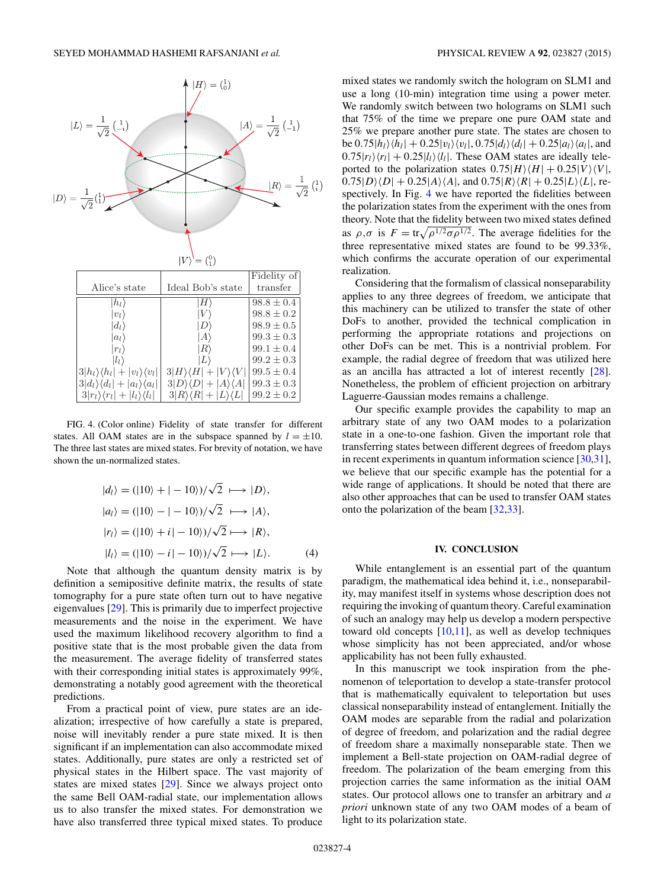| Alice's state | Ideal Bob's state | Fidelity of transfer |
|---|---|---|
| $\lvert h_l\rangle$ | $\lvert H\rangle$ | $98.8 \pm 0.4$ |
| $\lvert v_l\rangle$ | $\lvert V\rangle$ | $98.8 \pm 0.2$ |
| $\lvert d_l\rangle$ | $\lvert D\rangle$ | $98.9 \pm 0.5$ |
| $\lvert a_l\rangle$ | $\lvert A\rangle$ | $99.3 \pm 0.3$ |
| $\lvert r_l\rangle$ | $\lvert R\rangle$ | $99.1 \pm 0.4$ |
| $\lvert l_l\rangle$ | $\lvert L\rangle$ | $99.2 \pm 0.3$ |
| $3\lvert h_l\rangle\langle h_l\rvert + \lvert v_l\rangle\langle v_l\rvert$ | $3\lvert H\rangle\langle H\rvert + \lvert V\rangle\langle V\rvert$ | $99.5 \pm 0.4$ |
| $3\lvert d_l\rangle\langle d_l\rvert + \lvert a_l\rangle\langle a_l\rvert$ | $3\lvert D\rangle\langle D\rvert + \lvert A\rangle\langle A\rvert$ | $99.3 \pm 0.3$ |
| $3\lvert r_l\rangle\langle r_l\rvert + \lvert l_l\rangle\langle l_l\rvert$ | $3\lvert R\rangle\langle R\rvert + \lvert L\rangle\langle L\rvert$ | $99.2 \pm 0.2$ |

FIG. 4. (Color online) Fidelity of state transfer for different states. All OAM states are in the subspace spanned by $l = \pm 10$. The three last states are mixed states. For brevity of notation, we have shown the un-normalized states.

$$
\begin{aligned}
|d_l\rangle &= (|10\rangle + |-10\rangle)/\sqrt{2} \longmapsto |D\rangle, \\
|a_l\rangle &= (|10\rangle - |-10\rangle)/\sqrt{2} \longmapsto |A\rangle, \\
|r_l\rangle &= (|10\rangle + i|-10\rangle)/\sqrt{2} \longmapsto |R\rangle, \\
|l_l\rangle &= (|10\rangle - i|-10\rangle)/\sqrt{2} \longmapsto |L\rangle. \qquad (4)
\end{aligned}
$$

Note that although the quantum density matrix is by definition a semipositive definite matrix, the results of state tomography for a pure state often turn out to have negative eigenvalues [29]. This is primarily due to imperfect projective measurements and the noise in the experiment. We have used the maximum likelihood recovery algorithm to find a positive state that is the most probable given the data from the measurement. The average fidelity of transferred states with their corresponding initial states is approximately 99%, demonstrating a notably good agreement with the theoretical predictions.

From a practical point of view, pure states are an idealization; irrespective of how carefully a state is prepared, noise will inevitably render a pure state mixed. It is then significant if an implementation can also accommodate mixed states. Additionally, pure states are only a restricted set of physical states in the Hilbert space. The vast majority of states are mixed states [29]. Since we always project onto the same Bell OAM-radial state, our implementation allows us to also transfer the mixed states. For demonstration we have also transferred three typical mixed states. To produce mixed states we randomly switch the hologram on SLM1 and use a long (10-min) integration time using a power meter. We randomly switch between two holograms on SLM1 such that 75% of the time we prepare one pure OAM state and 25% we prepare another pure state. The states are chosen to be $0.75|h_l\rangle\langle h_l| + 0.25|v_l\rangle\langle v_l|$, $0.75|d_l\rangle\langle d_l| + 0.25|a_l\rangle\langle a_l|$, and $0.75|r_l\rangle\langle r_l| + 0.25|l_l\rangle\langle l_l|$. These OAM states are ideally teleported to the polarization states $0.75|H\rangle\langle H| + 0.25|V\rangle\langle V|$, $0.75|D\rangle\langle D| + 0.25|A\rangle\langle A|$, and $0.75|R\rangle\langle R| + 0.25|L\rangle\langle L|$, respectively. In Fig. 4 we have reported the fidelities between the polarization states from the experiment with the ones from theory. Note that the fidelity between two mixed states defined as $\rho,\sigma$ is $F = \mathrm{tr}\sqrt{\rho^{1/2}\sigma\rho^{1/2}}$. The average fidelities for the three representative mixed states are found to be 99.33%, which confirms the accurate operation of our experimental realization.

Considering that the formalism of classical nonseparability applies to any three degrees of freedom, we anticipate that this machinery can be utilized to transfer the state of other DoFs to another, provided the technical complication in performing the appropriate rotations and projections on other DoFs can be met. This is a nontrivial problem. For example, the radial degree of freedom that was utilized here as an ancilla has attracted a lot of interest recently [28]. Nonetheless, the problem of efficient projection on arbitrary Laguerre-Gaussian modes remains a challenge.

Our specific example provides the capability to map an arbitrary state of any two OAM modes to a polarization state in a one-to-one fashion. Given the important role that transferring states between different degrees of freedom plays in recent experiments in quantum information science [30,31], we believe that our specific example has the potential for a wide range of applications. It should be noted that there are also other approaches that can be used to transfer OAM states onto the polarization of the beam [32,33].

## IV. CONCLUSION

While entanglement is an essential part of the quantum paradigm, the mathematical idea behind it, i.e., nonseparability, may manifest itself in systems whose description does not requiring the invoking of quantum theory. Careful examination of such an analogy may help us develop a modern perspective toward old concepts [10,11], as well as develop techniques whose simplicity has not been appreciated, and/or whose applicability has not been fully exhausted.

In this manuscript we took inspiration from the phenomenon of teleportation to develop a state-transfer protocol that is mathematically equivalent to teleportation but uses classical nonseparability instead of entanglement. Initially the OAM modes are separable from the radial and polarization of degree of freedom, and polarization and the radial degree of freedom share a maximally nonseparable state. Then we implement a Bell-state projection on OAM-radial degree of freedom. The polarization of the beam emerging from this projection carries the same information as the initial OAM states. Our protocol allows one to transfer an arbitrary and *a priori* unknown state of any two OAM modes of a beam of light to its polarization state.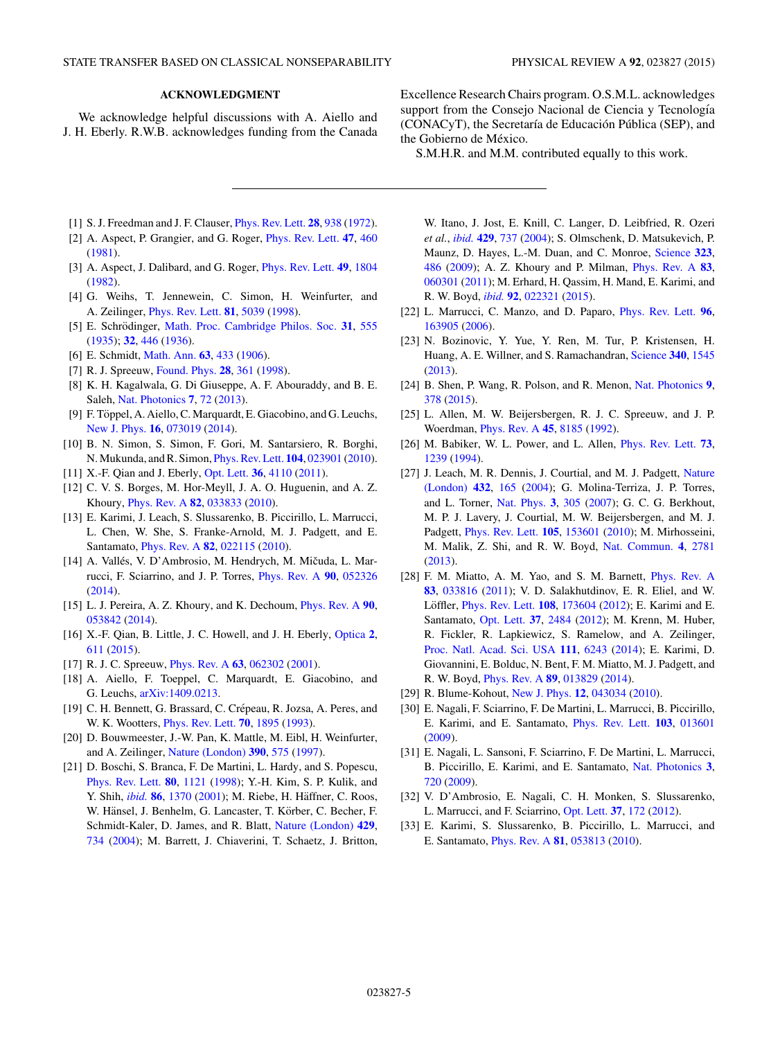## ACKNOWLEDGMENT

We acknowledge helpful discussions with A. Aiello and J. H. Eberly. R.W.B. acknowledges funding from the Canada Excellence Research Chairs program. O.S.M.L. acknowledges support from the Consejo Nacional de Ciencia y Tecnología (CONACyT), the Secretaría de Educación Pública (SEP), and the Gobierno de México.

S.M.H.R. and M.M. contributed equally to this work.

---

[1] S. J. Freedman and J. F. Clauser, Phys. Rev. Lett. **28**, 938 (1972).

[2] A. Aspect, P. Grangier, and G. Roger, Phys. Rev. Lett. **47**, 460 (1981).

[3] A. Aspect, J. Dalibard, and G. Roger, Phys. Rev. Lett. **49**, 1804 (1982).

[4] G. Weihs, T. Jennewein, C. Simon, H. Weinfurter, and A. Zeilinger, Phys. Rev. Lett. **81**, 5039 (1998).

[5] E. Schrödinger, Math. Proc. Cambridge Philos. Soc. **31**, 555 (1935); **32**, 446 (1936).

[6] E. Schmidt, Math. Ann. **63**, 433 (1906).

[7] R. J. Spreeuw, Found. Phys. **28**, 361 (1998).

[8] K. H. Kagalwala, G. Di Giuseppe, A. F. Abouraddy, and B. E. Saleh, Nat. Photonics **7**, 72 (2013).

[9] F. Töppel, A. Aiello, C. Marquardt, E. Giacobino, and G. Leuchs, New J. Phys. **16**, 073019 (2014).

[10] B. N. Simon, S. Simon, F. Gori, M. Santarsiero, R. Borghi, N. Mukunda, and R. Simon, Phys. Rev. Lett. **104**, 023901 (2010).

[11] X.-F. Qian and J. Eberly, Opt. Lett. **36**, 4110 (2011).

[12] C. V. S. Borges, M. Hor-Meyll, J. A. O. Huguenin, and A. Z. Khoury, Phys. Rev. A **82**, 033833 (2010).

[13] E. Karimi, J. Leach, S. Slussarenko, B. Piccirillo, L. Marrucci, L. Chen, W. She, S. Franke-Arnold, M. J. Padgett, and E. Santamato, Phys. Rev. A **82**, 022115 (2010).

[14] A. Vallés, V. D'Ambrosio, M. Hendrych, M. Mičuda, L. Marrucci, F. Sciarrino, and J. P. Torres, Phys. Rev. A **90**, 052326 (2014).

[15] L. J. Pereira, A. Z. Khoury, and K. Dechoum, Phys. Rev. A **90**, 053842 (2014).

[16] X.-F. Qian, B. Little, J. C. Howell, and J. H. Eberly, Optica **2**, 611 (2015).

[17] R. J. C. Spreeuw, Phys. Rev. A **63**, 062302 (2001).

[18] A. Aiello, F. Toeppel, C. Marquardt, E. Giacobino, and G. Leuchs, arXiv:1409.0213.

[19] C. H. Bennett, G. Brassard, C. Crépeau, R. Jozsa, A. Peres, and W. K. Wootters, Phys. Rev. Lett. **70**, 1895 (1993).

[20] D. Bouwmeester, J.-W. Pan, K. Mattle, M. Eibl, H. Weinfurter, and A. Zeilinger, Nature (London) **390**, 575 (1997).

[21] D. Boschi, S. Branca, F. De Martini, L. Hardy, and S. Popescu, Phys. Rev. Lett. **80**, 1121 (1998); Y.-H. Kim, S. P. Kulik, and Y. Shih, *ibid.* **86**, 1370 (2001); M. Riebe, H. Häffner, C. Roos, W. Hänsel, J. Benhelm, G. Lancaster, T. Körber, C. Becher, F. Schmidt-Kaler, D. James, and R. Blatt, Nature (London) **429**, 734 (2004); M. Barrett, J. Chiaverini, T. Schaetz, J. Britton, W. Itano, J. Jost, E. Knill, C. Langer, D. Leibfried, R. Ozeri *et al.*, *ibid.* **429**, 737 (2004); S. Olmschenk, D. Matsukevich, P. Maunz, D. Hayes, L.-M. Duan, and C. Monroe, Science **323**, 486 (2009); A. Z. Khoury and P. Milman, Phys. Rev. A **83**, 060301 (2011); M. Erhard, H. Qassim, H. Mand, E. Karimi, and R. W. Boyd, *ibid.* **92**, 022321 (2015).

[22] L. Marrucci, C. Manzo, and D. Paparo, Phys. Rev. Lett. **96**, 163905 (2006).

[23] N. Bozinovic, Y. Yue, Y. Ren, M. Tur, P. Kristensen, H. Huang, A. E. Willner, and S. Ramachandran, Science **340**, 1545 (2013).

[24] B. Shen, P. Wang, R. Polson, and R. Menon, Nat. Photonics **9**, 378 (2015).

[25] L. Allen, M. W. Beijersbergen, R. J. C. Spreeuw, and J. P. Woerdman, Phys. Rev. A **45**, 8185 (1992).

[26] M. Babiker, W. L. Power, and L. Allen, Phys. Rev. Lett. **73**, 1239 (1994).

[27] J. Leach, M. R. Dennis, J. Courtial, and M. J. Padgett, Nature (London) **432**, 165 (2004); G. Molina-Terriza, J. P. Torres, and L. Torner, Nat. Phys. **3**, 305 (2007); G. C. G. Berkhout, M. P. J. Lavery, J. Courtial, M. W. Beijersbergen, and M. J. Padgett, Phys. Rev. Lett. **105**, 153601 (2010); M. Mirhosseini, M. Malik, Z. Shi, and R. W. Boyd, Nat. Commun. **4**, 2781 (2013).

[28] F. M. Miatto, A. M. Yao, and S. M. Barnett, Phys. Rev. A **83**, 033816 (2011); V. D. Salakhutdinov, E. R. Eliel, and W. Löffler, Phys. Rev. Lett. **108**, 173604 (2012); E. Karimi and E. Santamato, Opt. Lett. **37**, 2484 (2012); M. Krenn, M. Huber, R. Fickler, R. Lapkiewicz, S. Ramelow, and A. Zeilinger, Proc. Natl. Acad. Sci. USA **111**, 6243 (2014); E. Karimi, D. Giovannini, E. Bolduc, N. Bent, F. M. Miatto, M. J. Padgett, and R. W. Boyd, Phys. Rev. A **89**, 013829 (2014).

[29] R. Blume-Kohout, New J. Phys. **12**, 043034 (2010).

[30] E. Nagali, F. Sciarrino, F. De Martini, L. Marrucci, B. Piccirillo, E. Karimi, and E. Santamato, Phys. Rev. Lett. **103**, 013601 (2009).

[31] E. Nagali, L. Sansoni, F. Sciarrino, F. De Martini, L. Marrucci, B. Piccirillo, E. Karimi, and E. Santamato, Nat. Photonics **3**, 720 (2009).

[32] V. D'Ambrosio, E. Nagali, C. H. Monken, S. Slussarenko, L. Marrucci, and F. Sciarrino, Opt. Lett. **37**, 172 (2012).

[33] E. Karimi, S. Slussarenko, B. Piccirillo, L. Marrucci, and E. Santamato, Phys. Rev. A **81**, 053813 (2010).